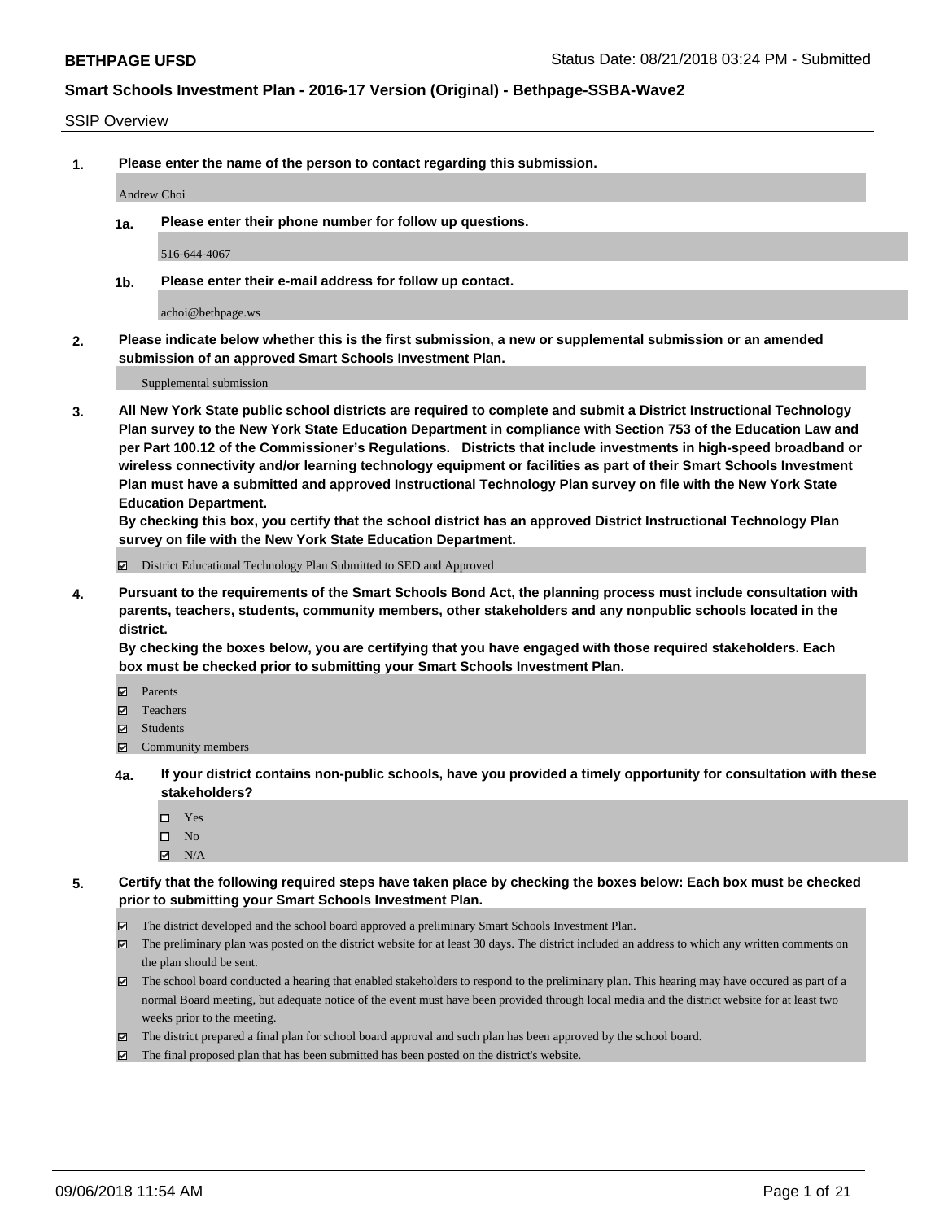## SSIP Overview

**1. Please enter the name of the person to contact regarding this submission.**

Andrew Choi

**1a. Please enter their phone number for follow up questions.**

516-644-4067

**1b. Please enter their e-mail address for follow up contact.**

achoi@bethpage.ws

**2. Please indicate below whether this is the first submission, a new or supplemental submission or an amended submission of an approved Smart Schools Investment Plan.**

Supplemental submission

**3. All New York State public school districts are required to complete and submit a District Instructional Technology Plan survey to the New York State Education Department in compliance with Section 753 of the Education Law and per Part 100.12 of the Commissioner's Regulations. Districts that include investments in high-speed broadband or wireless connectivity and/or learning technology equipment or facilities as part of their Smart Schools Investment Plan must have a submitted and approved Instructional Technology Plan survey on file with the New York State Education Department.**
**By checking this box, you certify that the school district has an approved District Instructional Technology Plan survey on file with the New York State Education Department.**

☑ District Educational Technology Plan Submitted to SED and Approved

**4. Pursuant to the requirements of the Smart Schools Bond Act, the planning process must include consultation with parents, teachers, students, community members, other stakeholders and any nonpublic schools located in the district.**
**By checking the boxes below, you are certifying that you have engaged with those required stakeholders. Each box must be checked prior to submitting your Smart Schools Investment Plan.**

☑ Parents
☑ Teachers
☑ Students
☑ Community members

**4a. If your district contains non-public schools, have you provided a timely opportunity for consultation with these stakeholders?**

☐ Yes
☐ No
☑ N/A

**5. Certify that the following required steps have taken place by checking the boxes below: Each box must be checked prior to submitting your Smart Schools Investment Plan.**

☑ The district developed and the school board approved a preliminary Smart Schools Investment Plan.
☑ The preliminary plan was posted on the district website for at least 30 days. The district included an address to which any written comments on the plan should be sent.
☑ The school board conducted a hearing that enabled stakeholders to respond to the preliminary plan. This hearing may have occured as part of a normal Board meeting, but adequate notice of the event must have been provided through local media and the district website for at least two weeks prior to the meeting.
☑ The district prepared a final plan for school board approval and such plan has been approved by the school board.
☑ The final proposed plan that has been submitted has been posted on the district's website.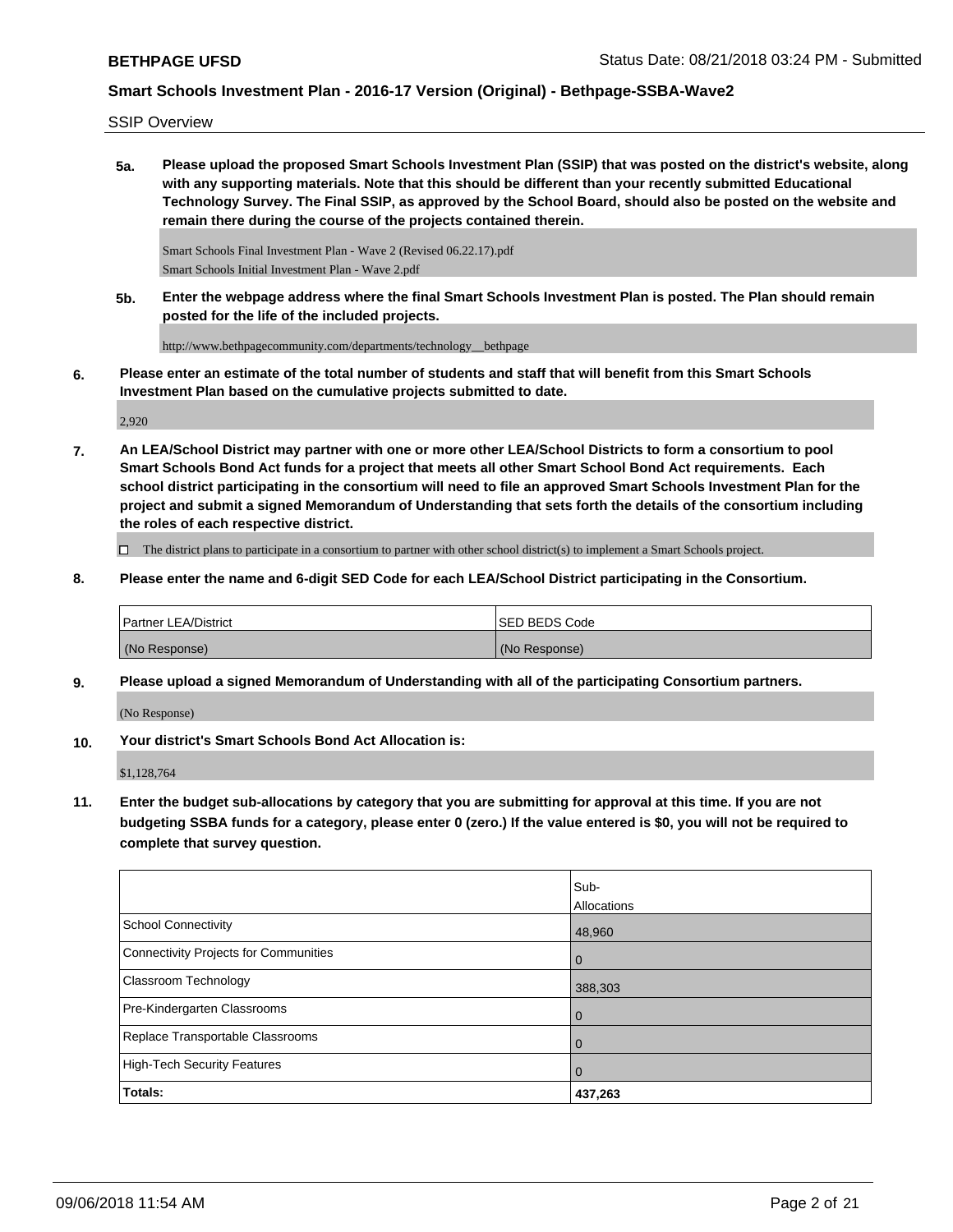SSIP Overview

**5a. Please upload the proposed Smart Schools Investment Plan (SSIP) that was posted on the district's website, along with any supporting materials. Note that this should be different than your recently submitted Educational Technology Survey. The Final SSIP, as approved by the School Board, should also be posted on the website and remain there during the course of the projects contained therein.**

Smart Schools Final Investment Plan - Wave 2 (Revised 06.22.17).pdf
Smart Schools Initial Investment Plan - Wave 2.pdf

**5b. Enter the webpage address where the final Smart Schools Investment Plan is posted. The Plan should remain posted for the life of the included projects.**

http://www.bethpagecommunity.com/departments/technology__bethpage

**6. Please enter an estimate of the total number of students and staff that will benefit from this Smart Schools Investment Plan based on the cumulative projects submitted to date.**

2,920

**7. An LEA/School District may partner with one or more other LEA/School Districts to form a consortium to pool Smart Schools Bond Act funds for a project that meets all other Smart School Bond Act requirements. Each school district participating in the consortium will need to file an approved Smart Schools Investment Plan for the project and submit a signed Memorandum of Understanding that sets forth the details of the consortium including the roles of each respective district.**

☐ The district plans to participate in a consortium to partner with other school district(s) to implement a Smart Schools project.

**8. Please enter the name and 6-digit SED Code for each LEA/School District participating in the Consortium.**

| Partner LEA/District | SED BEDS Code |
|---|---|
| (No Response) | (No Response) |

**9. Please upload a signed Memorandum of Understanding with all of the participating Consortium partners.**

(No Response)

**10. Your district's Smart Schools Bond Act Allocation is:**

$1,128,764

**11. Enter the budget sub-allocations by category that you are submitting for approval at this time. If you are not budgeting SSBA funds for a category, please enter 0 (zero.) If the value entered is $0, you will not be required to complete that survey question.**

| | Sub-Allocations |
|---|---|
| School Connectivity | 48,960 |
| Connectivity Projects for Communities | 0 |
| Classroom Technology | 388,303 |
| Pre-Kindergarten Classrooms | 0 |
| Replace Transportable Classrooms | 0 |
| High-Tech Security Features | 0 |
| **Totals:** | **437,263** |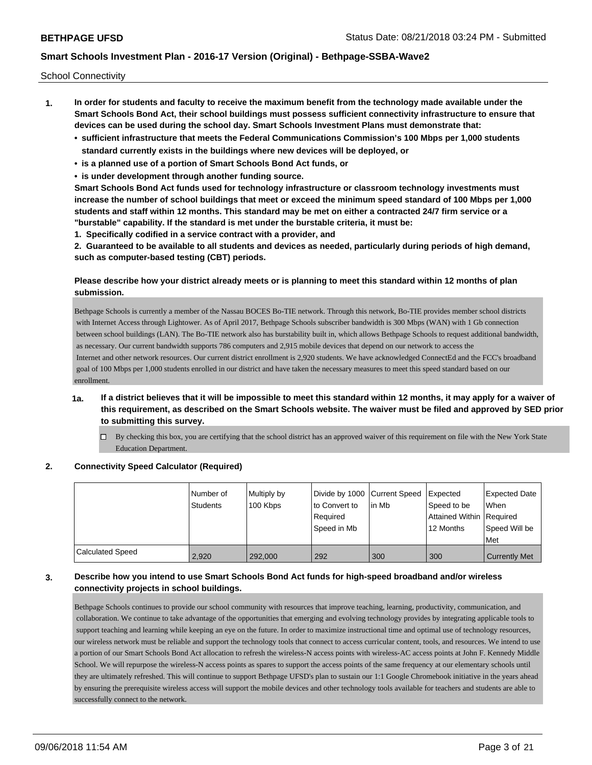School Connectivity

1. **In order for students and faculty to receive the maximum benefit from the technology made available under the Smart Schools Bond Act, their school buildings must possess sufficient connectivity infrastructure to ensure that devices can be used during the school day. Smart Schools Investment Plans must demonstrate that:**
   - **sufficient infrastructure that meets the Federal Communications Commission's 100 Mbps per 1,000 students standard currently exists in the buildings where new devices will be deployed, or**
   - **is a planned use of a portion of Smart Schools Bond Act funds, or**
   - **is under development through another funding source.**

   **Smart Schools Bond Act funds used for technology infrastructure or classroom technology investments must increase the number of school buildings that meet or exceed the minimum speed standard of 100 Mbps per 1,000 students and staff within 12 months. This standard may be met on either a contracted 24/7 firm service or a "burstable" capability. If the standard is met under the burstable criteria, it must be:**

   **1. Specifically codified in a service contract with a provider, and**

   **2. Guaranteed to be available to all students and devices as needed, particularly during periods of high demand, such as computer-based testing (CBT) periods.**

   **Please describe how your district already meets or is planning to meet this standard within 12 months of plan submission.**

   Bethpage Schools is currently a member of the Nassau BOCES Bo-TIE network. Through this network, Bo-TIE provides member school districts with Internet Access through Lightower. As of April 2017, Bethpage Schools subscriber bandwidth is 300 Mbps (WAN) with 1 Gb connection between school buildings (LAN). The Bo-TIE network also has burstability built in, which allows Bethpage Schools to request additional bandwidth, as necessary. Our current bandwidth supports 786 computers and 2,915 mobile devices that depend on our network to access the Internet and other network resources. Our current district enrollment is 2,920 students. We have acknowledged ConnectEd and the FCC's broadband goal of 100 Mbps per 1,000 students enrolled in our district and have taken the necessary measures to meet this speed standard based on our enrollment.

   **1a. If a district believes that it will be impossible to meet this standard within 12 months, it may apply for a waiver of this requirement, as described on the Smart Schools website. The waiver must be filed and approved by SED prior to submitting this survey.**

   ☐ By checking this box, you are certifying that the school district has an approved waiver of this requirement on file with the New York State Education Department.

2. **Connectivity Speed Calculator (Required)**

| | Number of Students | Multiply by 100 Kbps | Divide by 1000 to Convert to Required Speed in Mb | Current Speed in Mb | Expected Speed to be Attained Within 12 Months | Expected Date When Required Speed Will be Met |
|---|---|---|---|---|---|---|
| Calculated Speed | 2,920 | 292,000 | 292 | 300 | 300 | Currently Met |

3. **Describe how you intend to use Smart Schools Bond Act funds for high-speed broadband and/or wireless connectivity projects in school buildings.**

   Bethpage Schools continues to provide our school community with resources that improve teaching, learning, productivity, communication, and collaboration. We continue to take advantage of the opportunities that emerging and evolving technology provides by integrating applicable tools to support teaching and learning while keeping an eye on the future. In order to maximize instructional time and optimal use of technology resources, our wireless network must be reliable and support the technology tools that connect to access curricular content, tools, and resources. We intend to use a portion of our Smart Schools Bond Act allocation to refresh the wireless-N access points with wireless-AC access points at John F. Kennedy Middle School. We will repurpose the wireless-N access points as spares to support the access points of the same frequency at our elementary schools until they are ultimately refreshed. This will continue to support Bethpage UFSD's plan to sustain our 1:1 Google Chromebook initiative in the years ahead by ensuring the prerequisite wireless access will support the mobile devices and other technology tools available for teachers and students are able to successfully connect to the network.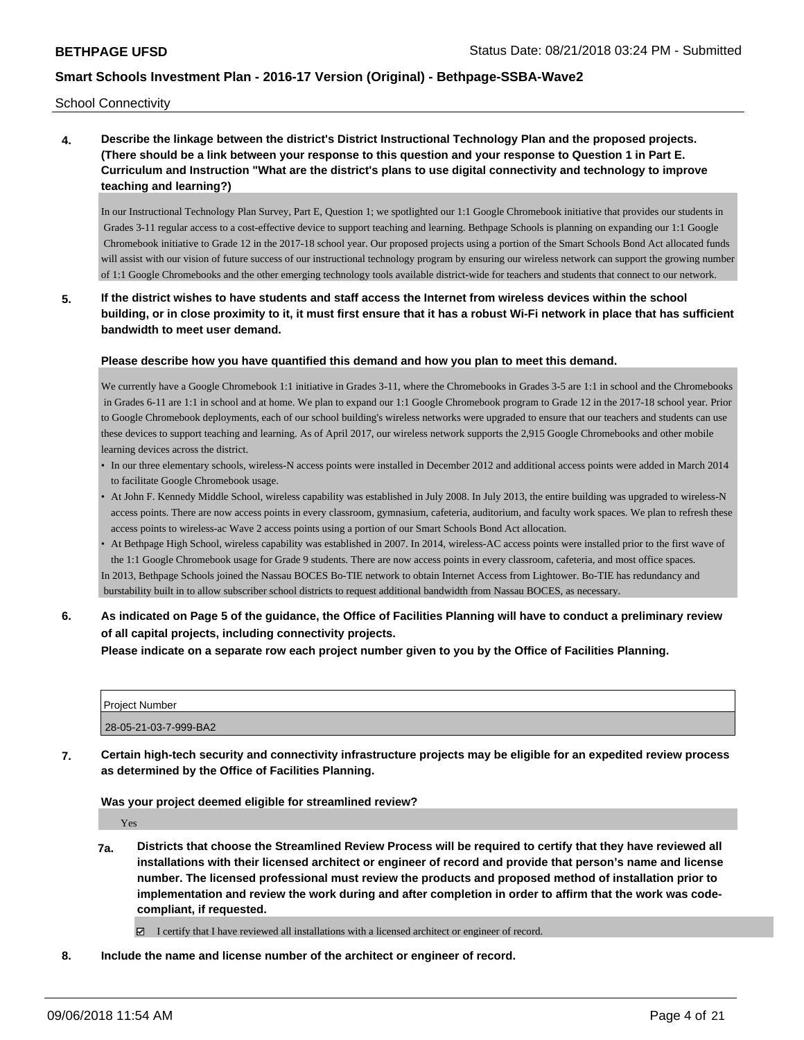School Connectivity

**4. Describe the linkage between the district's District Instructional Technology Plan and the proposed projects. (There should be a link between your response to this question and your response to Question 1 in Part E. Curriculum and Instruction "What are the district's plans to use digital connectivity and technology to improve teaching and learning?)**

In our Instructional Technology Plan Survey, Part E, Question 1; we spotlighted our 1:1 Google Chromebook initiative that provides our students in Grades 3-11 regular access to a cost-effective device to support teaching and learning. Bethpage Schools is planning on expanding our 1:1 Google Chromebook initiative to Grade 12 in the 2017-18 school year. Our proposed projects using a portion of the Smart Schools Bond Act allocated funds will assist with our vision of future success of our instructional technology program by ensuring our wireless network can support the growing number of 1:1 Google Chromebooks and the other emerging technology tools available district-wide for teachers and students that connect to our network.

**5. If the district wishes to have students and staff access the Internet from wireless devices within the school building, or in close proximity to it, it must first ensure that it has a robust Wi-Fi network in place that has sufficient bandwidth to meet user demand.**

**Please describe how you have quantified this demand and how you plan to meet this demand.**

We currently have a Google Chromebook 1:1 initiative in Grades 3-11, where the Chromebooks in Grades 3-5 are 1:1 in school and the Chromebooks in Grades 6-11 are 1:1 in school and at home. We plan to expand our 1:1 Google Chromebook program to Grade 12 in the 2017-18 school year. Prior to Google Chromebook deployments, each of our school building's wireless networks were upgraded to ensure that our teachers and students can use these devices to support teaching and learning. As of April 2017, our wireless network supports the 2,915 Google Chromebooks and other mobile learning devices across the district.

- In our three elementary schools, wireless-N access points were installed in December 2012 and additional access points were added in March 2014 to facilitate Google Chromebook usage.
- At John F. Kennedy Middle School, wireless capability was established in July 2008. In July 2013, the entire building was upgraded to wireless-N access points. There are now access points in every classroom, gymnasium, cafeteria, auditorium, and faculty work spaces. We plan to refresh these access points to wireless-ac Wave 2 access points using a portion of our Smart Schools Bond Act allocation.
- At Bethpage High School, wireless capability was established in 2007. In 2014, wireless-AC access points were installed prior to the first wave of the 1:1 Google Chromebook usage for Grade 9 students. There are now access points in every classroom, cafeteria, and most office spaces.

In 2013, Bethpage Schools joined the Nassau BOCES Bo-TIE network to obtain Internet Access from Lightower. Bo-TIE has redundancy and burstability built in to allow subscriber school districts to request additional bandwidth from Nassau BOCES, as necessary.

**6. As indicated on Page 5 of the guidance, the Office of Facilities Planning will have to conduct a preliminary review of all capital projects, including connectivity projects.**
**Please indicate on a separate row each project number given to you by the Office of Facilities Planning.**

| Project Number |
|---|
| 28-05-21-03-7-999-BA2 |

**7. Certain high-tech security and connectivity infrastructure projects may be eligible for an expedited review process as determined by the Office of Facilities Planning.**

**Was your project deemed eligible for streamlined review?**

Yes

**7a. Districts that choose the Streamlined Review Process will be required to certify that they have reviewed all installations with their licensed architect or engineer of record and provide that person's name and license number. The licensed professional must review the products and proposed method of installation prior to implementation and review the work during and after completion in order to affirm that the work was code-compliant, if requested.**

☑ I certify that I have reviewed all installations with a licensed architect or engineer of record.

**8. Include the name and license number of the architect or engineer of record.**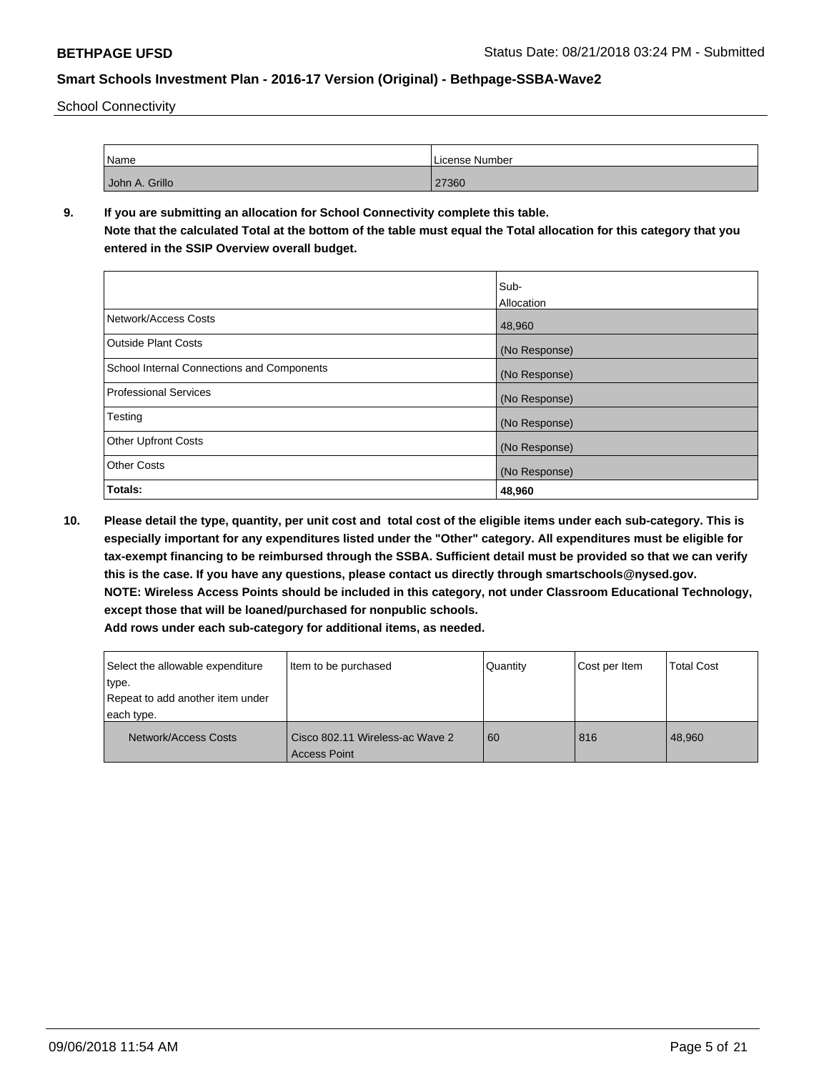School Connectivity

| Name | License Number |
| --- | --- |
| John A. Grillo | 27360 |

**9. If you are submitting an allocation for School Connectivity complete this table.**
**Note that the calculated Total at the bottom of the table must equal the Total allocation for this category that you entered in the SSIP Overview overall budget.**

| | Sub-Allocation |
| --- | --- |
| Network/Access Costs | 48,960 |
| Outside Plant Costs | (No Response) |
| School Internal Connections and Components | (No Response) |
| Professional Services | (No Response) |
| Testing | (No Response) |
| Other Upfront Costs | (No Response) |
| Other Costs | (No Response) |
| **Totals:** | **48,960** |

**10. Please detail the type, quantity, per unit cost and total cost of the eligible items under each sub-category. This is especially important for any expenditures listed under the "Other" category. All expenditures must be eligible for tax-exempt financing to be reimbursed through the SSBA. Sufficient detail must be provided so that we can verify this is the case. If you have any questions, please contact us directly through smartschools@nysed.gov.**
**NOTE: Wireless Access Points should be included in this category, not under Classroom Educational Technology, except those that will be loaned/purchased for nonpublic schools.**
**Add rows under each sub-category for additional items, as needed.**

| Select the allowable expenditure type. Repeat to add another item under each type. | Item to be purchased | Quantity | Cost per Item | Total Cost |
| --- | --- | --- | --- | --- |
| Network/Access Costs | Cisco 802.11 Wireless-ac Wave 2 Access Point | 60 | 816 | 48,960 |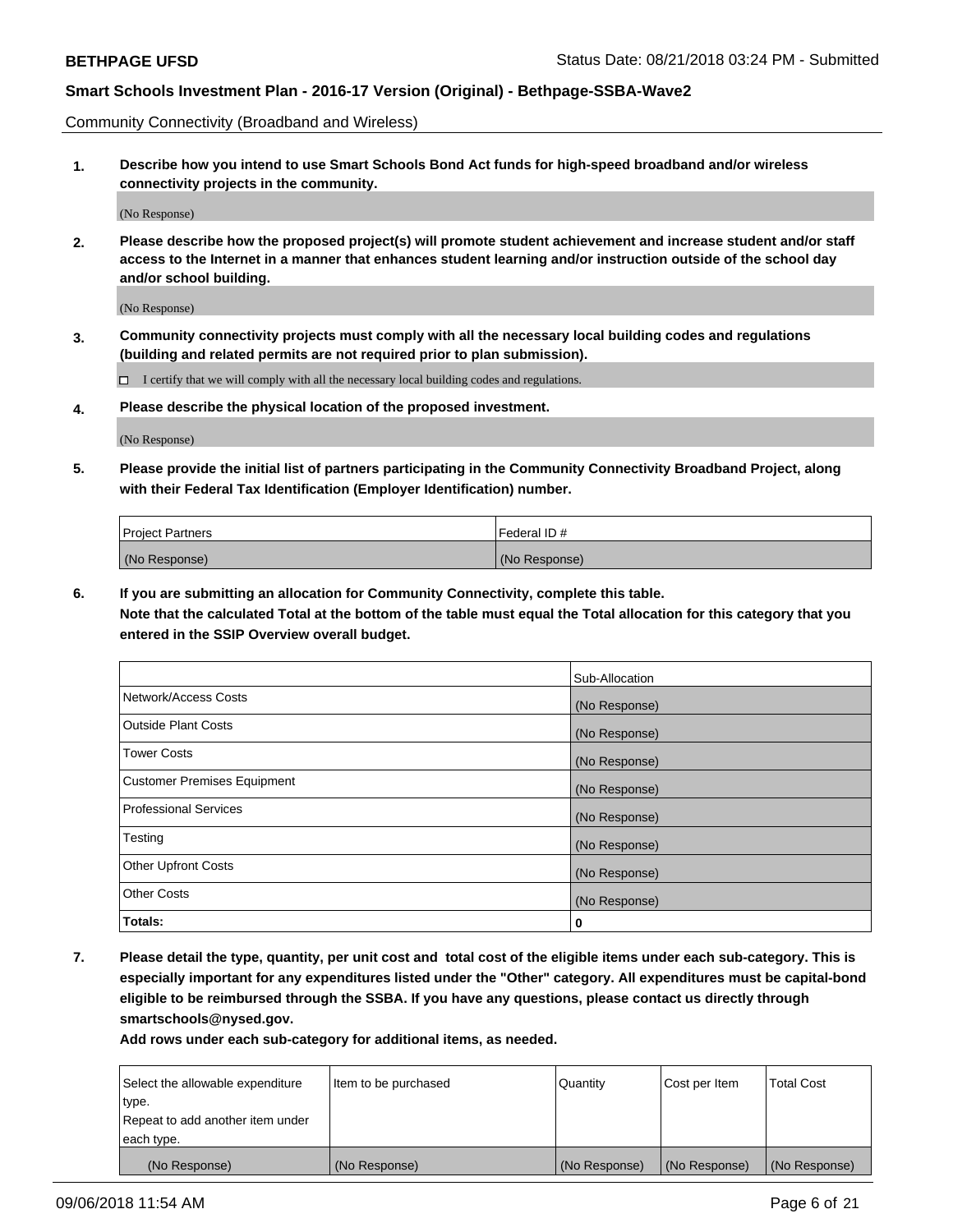Community Connectivity (Broadband and Wireless)

**1. Describe how you intend to use Smart Schools Bond Act funds for high-speed broadband and/or wireless connectivity projects in the community.**

(No Response)

**2. Please describe how the proposed project(s) will promote student achievement and increase student and/or staff access to the Internet in a manner that enhances student learning and/or instruction outside of the school day and/or school building.**

(No Response)

**3. Community connectivity projects must comply with all the necessary local building codes and regulations (building and related permits are not required prior to plan submission).**

☐ I certify that we will comply with all the necessary local building codes and regulations.

**4. Please describe the physical location of the proposed investment.**

(No Response)

**5. Please provide the initial list of partners participating in the Community Connectivity Broadband Project, along with their Federal Tax Identification (Employer Identification) number.**

| Project Partners | Federal ID # |
| --- | --- |
| (No Response) | (No Response) |

**6. If you are submitting an allocation for Community Connectivity, complete this table.**
**Note that the calculated Total at the bottom of the table must equal the Total allocation for this category that you entered in the SSIP Overview overall budget.**

| | Sub-Allocation |
| --- | --- |
| Network/Access Costs | (No Response) |
| Outside Plant Costs | (No Response) |
| Tower Costs | (No Response) |
| Customer Premises Equipment | (No Response) |
| Professional Services | (No Response) |
| Testing | (No Response) |
| Other Upfront Costs | (No Response) |
| Other Costs | (No Response) |
| **Totals:** | **0** |

**7. Please detail the type, quantity, per unit cost and total cost of the eligible items under each sub-category. This is especially important for any expenditures listed under the "Other" category. All expenditures must be capital-bond eligible to be reimbursed through the SSBA. If you have any questions, please contact us directly through smartschools@nysed.gov.**

**Add rows under each sub-category for additional items, as needed.**

| Select the allowable expenditure type. Repeat to add another item under each type. | Item to be purchased | Quantity | Cost per Item | Total Cost |
| --- | --- | --- | --- | --- |
| (No Response) | (No Response) | (No Response) | (No Response) | (No Response) |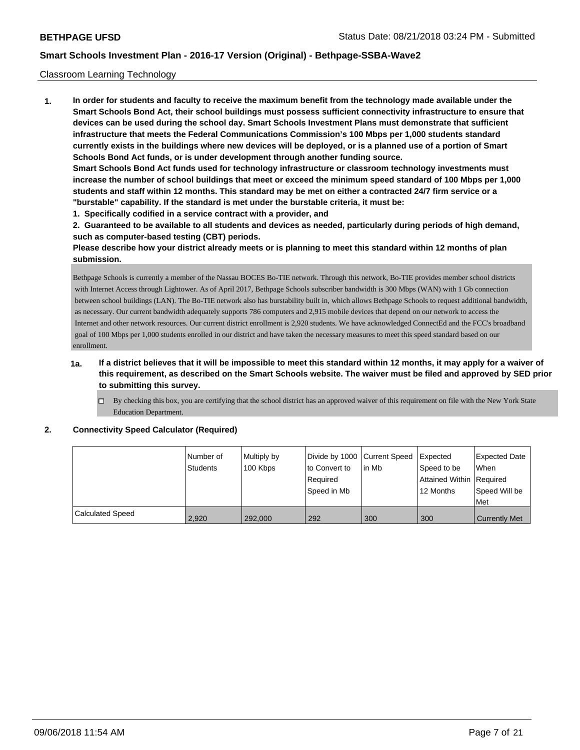Classroom Learning Technology

1. **In order for students and faculty to receive the maximum benefit from the technology made available under the Smart Schools Bond Act, their school buildings must possess sufficient connectivity infrastructure to ensure that devices can be used during the school day. Smart Schools Investment Plans must demonstrate that sufficient infrastructure that meets the Federal Communications Commission's 100 Mbps per 1,000 students standard currently exists in the buildings where new devices will be deployed, or is a planned use of a portion of Smart Schools Bond Act funds, or is under development through another funding source.**
   **Smart Schools Bond Act funds used for technology infrastructure or classroom technology investments must increase the number of school buildings that meet or exceed the minimum speed standard of 100 Mbps per 1,000 students and staff within 12 months. This standard may be met on either a contracted 24/7 firm service or a "burstable" capability. If the standard is met under the burstable criteria, it must be:**
   **1. Specifically codified in a service contract with a provider, and**
   **2. Guaranteed to be available to all students and devices as needed, particularly during periods of high demand, such as computer-based testing (CBT) periods.**
   **Please describe how your district already meets or is planning to meet this standard within 12 months of plan submission.**

   Bethpage Schools is currently a member of the Nassau BOCES Bo-TIE network. Through this network, Bo-TIE provides member school districts with Internet Access through Lightower. As of April 2017, Bethpage Schools subscriber bandwidth is 300 Mbps (WAN) with 1 Gb connection between school buildings (LAN). The Bo-TIE network also has burstability built in, which allows Bethpage Schools to request additional bandwidth, as necessary. Our current bandwidth adequately supports 786 computers and 2,915 mobile devices that depend on our network to access the Internet and other network resources. Our current district enrollment is 2,920 students. We have acknowledged ConnectEd and the FCC's broadband goal of 100 Mbps per 1,000 students enrolled in our district and have taken the necessary measures to meet this speed standard based on our enrollment.

   **1a. If a district believes that it will be impossible to meet this standard within 12 months, it may apply for a waiver of this requirement, as described on the Smart Schools website. The waiver must be filed and approved by SED prior to submitting this survey.**

   ☐ By checking this box, you are certifying that the school district has an approved waiver of this requirement on file with the New York State Education Department.

2. **Connectivity Speed Calculator (Required)**

| | Number of Students | Multiply by 100 Kbps | Divide by 1000 to Convert to Required Speed in Mb | Current Speed in Mb | Expected Speed to be Attained Within 12 Months | Expected Date When Required Speed Will be Met |
|---|---|---|---|---|---|---|
| Calculated Speed | 2,920 | 292,000 | 292 | 300 | 300 | Currently Met |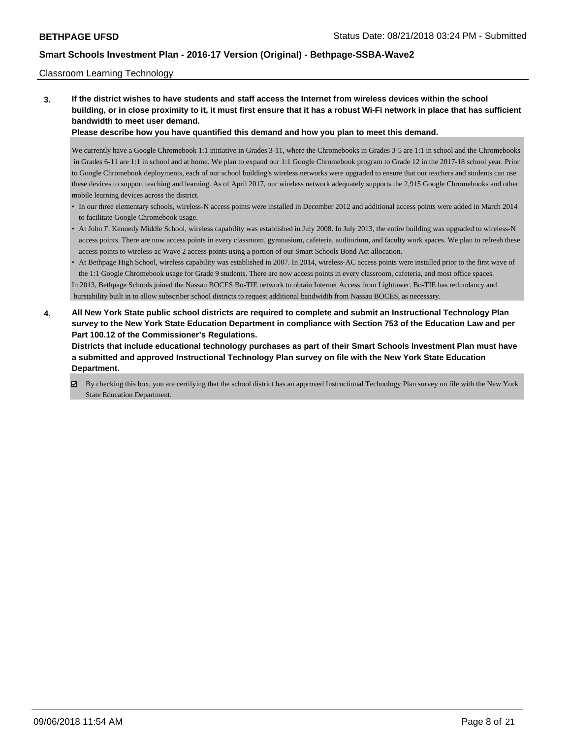Classroom Learning Technology

**3. If the district wishes to have students and staff access the Internet from wireless devices within the school building, or in close proximity to it, it must first ensure that it has a robust Wi-Fi network in place that has sufficient bandwidth to meet user demand.**

**Please describe how you have quantified this demand and how you plan to meet this demand.**

We currently have a Google Chromebook 1:1 initiative in Grades 3-11, where the Chromebooks in Grades 3-5 are 1:1 in school and the Chromebooks in Grades 6-11 are 1:1 in school and at home. We plan to expand our 1:1 Google Chromebook program to Grade 12 in the 2017-18 school year. Prior to Google Chromebook deployments, each of our school building's wireless networks were upgraded to ensure that our teachers and students can use these devices to support teaching and learning. As of April 2017, our wireless network adequately supports the 2,915 Google Chromebooks and other mobile learning devices across the district.

- In our three elementary schools, wireless-N access points were installed in December 2012 and additional access points were added in March 2014 to facilitate Google Chromebook usage.
- At John F. Kennedy Middle School, wireless capability was established in July 2008. In July 2013, the entire building was upgraded to wireless-N access points. There are now access points in every classroom, gymnasium, cafeteria, auditorium, and faculty work spaces. We plan to refresh these access points to wireless-ac Wave 2 access points using a portion of our Smart Schools Bond Act allocation.
- At Bethpage High School, wireless capability was established in 2007. In 2014, wireless-AC access points were installed prior to the first wave of the 1:1 Google Chromebook usage for Grade 9 students. There are now access points in every classroom, cafeteria, and most office spaces.

In 2013, Bethpage Schools joined the Nassau BOCES Bo-TIE network to obtain Internet Access from Lightower. Bo-TIE has redundancy and burstability built in to allow subscriber school districts to request additional bandwidth from Nassau BOCES, as necessary.

**4. All New York State public school districts are required to complete and submit an Instructional Technology Plan survey to the New York State Education Department in compliance with Section 753 of the Education Law and per Part 100.12 of the Commissioner's Regulations.**

**Districts that include educational technology purchases as part of their Smart Schools Investment Plan must have a submitted and approved Instructional Technology Plan survey on file with the New York State Education Department.**

☑ By checking this box, you are certifying that the school district has an approved Instructional Technology Plan survey on file with the New York State Education Department.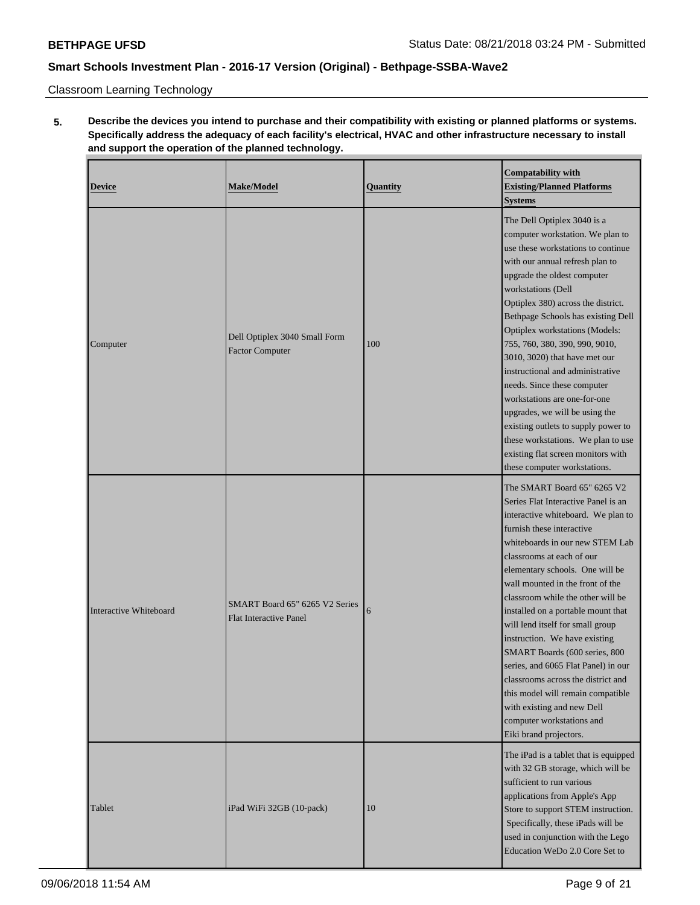Classroom Learning Technology

**5. Describe the devices you intend to purchase and their compatibility with existing or planned platforms or systems. Specifically address the adequacy of each facility's electrical, HVAC and other infrastructure necessary to install and support the operation of the planned technology.**

| Device | Make/Model | Quantity | Compatability with Existing/Planned Platforms Systems |
|---|---|---|---|
| Computer | Dell Optiplex 3040 Small Form Factor Computer | 100 | The Dell Optiplex 3040 is a computer workstation. We plan to use these workstations to continue with our annual refresh plan to upgrade the oldest computer workstations (Dell Optiplex 380) across the district. Bethpage Schools has existing Dell Optiplex workstations (Models: 755, 760, 380, 390, 990, 9010, 3010, 3020) that have met our instructional and administrative needs. Since these computer workstations are one-for-one upgrades, we will be using the existing outlets to supply power to these workstations. We plan to use existing flat screen monitors with these computer workstations. |
| Interactive Whiteboard | SMART Board 65" 6265 V2 Series Flat Interactive Panel | 6 | The SMART Board 65" 6265 V2 Series Flat Interactive Panel is an interactive whiteboard. We plan to furnish these interactive whiteboards in our new STEM Lab classrooms at each of our elementary schools. One will be wall mounted in the front of the classroom while the other will be installed on a portable mount that will lend itself for small group instruction. We have existing SMART Boards (600 series, 800 series, and 6065 Flat Panel) in our classrooms across the district and this model will remain compatible with existing and new Dell computer workstations and Eiki brand projectors. |
| Tablet | iPad WiFi 32GB (10-pack) | 10 | The iPad is a tablet that is equipped with 32 GB storage, which will be sufficient to run various applications from Apple's App Store to support STEM instruction. Specifically, these iPads will be used in conjunction with the Lego Education WeDo 2.0 Core Set to |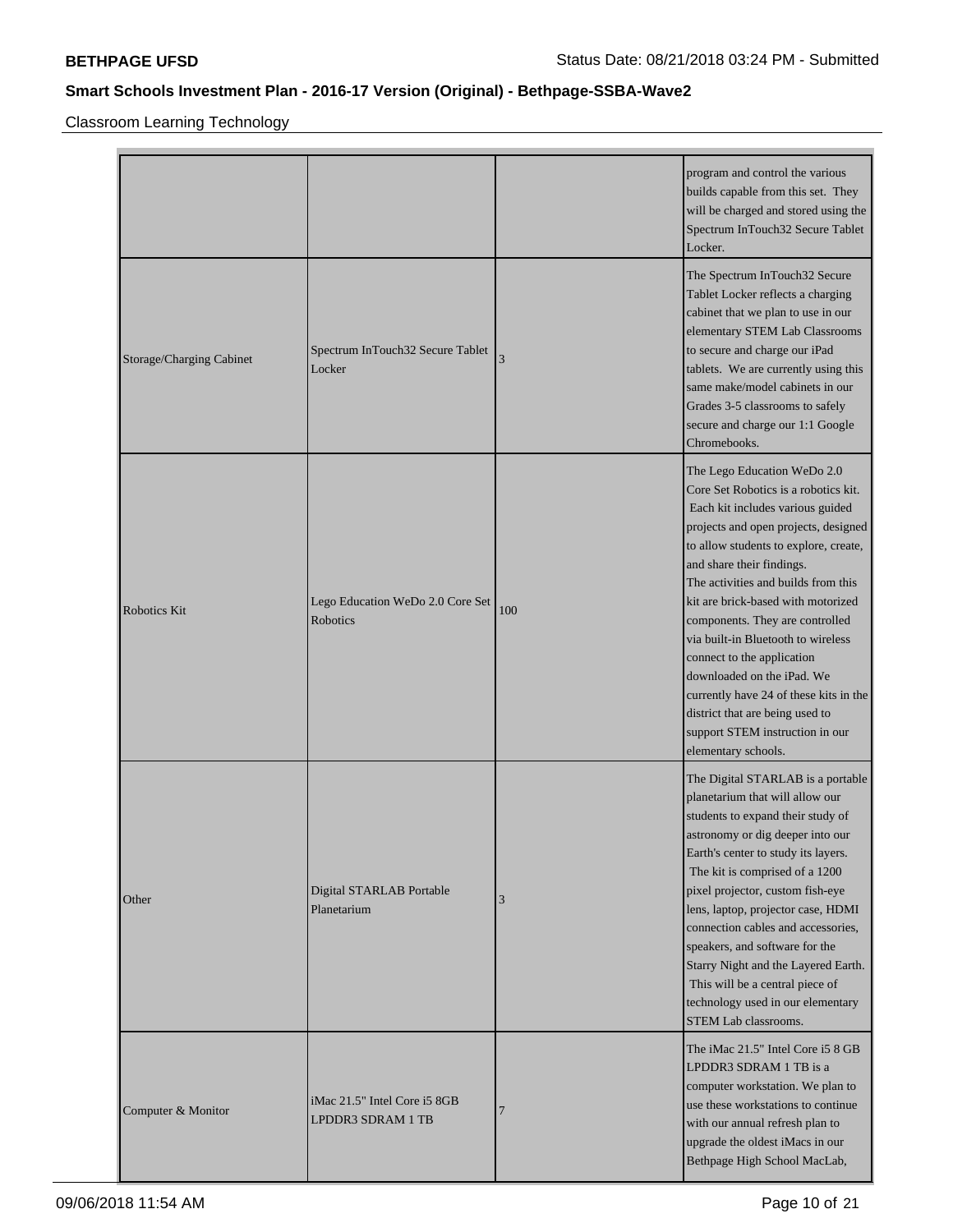Classroom Learning Technology

| | | | |
|---|---|---|---|
| | | | program and control the various builds capable from this set. They will be charged and stored using the Spectrum InTouch32 Secure Tablet Locker. |
| Storage/Charging Cabinet | Spectrum InTouch32 Secure Tablet Locker | 3 | The Spectrum InTouch32 Secure Tablet Locker reflects a charging cabinet that we plan to use in our elementary STEM Lab Classrooms to secure and charge our iPad tablets. We are currently using this same make/model cabinets in our Grades 3-5 classrooms to safely secure and charge our 1:1 Google Chromebooks. |
| Robotics Kit | Lego Education WeDo 2.0 Core Set Robotics | 100 | The Lego Education WeDo 2.0 Core Set Robotics is a robotics kit. Each kit includes various guided projects and open projects, designed to allow students to explore, create, and share their findings. The activities and builds from this kit are brick-based with motorized components. They are controlled via built-in Bluetooth to wireless connect to the application downloaded on the iPad. We currently have 24 of these kits in the district that are being used to support STEM instruction in our elementary schools. |
| Other | Digital STARLAB Portable Planetarium | 3 | The Digital STARLAB is a portable planetarium that will allow our students to expand their study of astronomy or dig deeper into our Earth's center to study its layers. The kit is comprised of a 1200 pixel projector, custom fish-eye lens, laptop, projector case, HDMI connection cables and accessories, speakers, and software for the Starry Night and the Layered Earth. This will be a central piece of technology used in our elementary STEM Lab classrooms. |
| Computer & Monitor | iMac 21.5" Intel Core i5 8GB LPDDR3 SDRAM 1 TB | 7 | The iMac 21.5" Intel Core i5 8 GB LPDDR3 SDRAM 1 TB is a computer workstation. We plan to use these workstations to continue with our annual refresh plan to upgrade the oldest iMacs in our Bethpage High School MacLab, |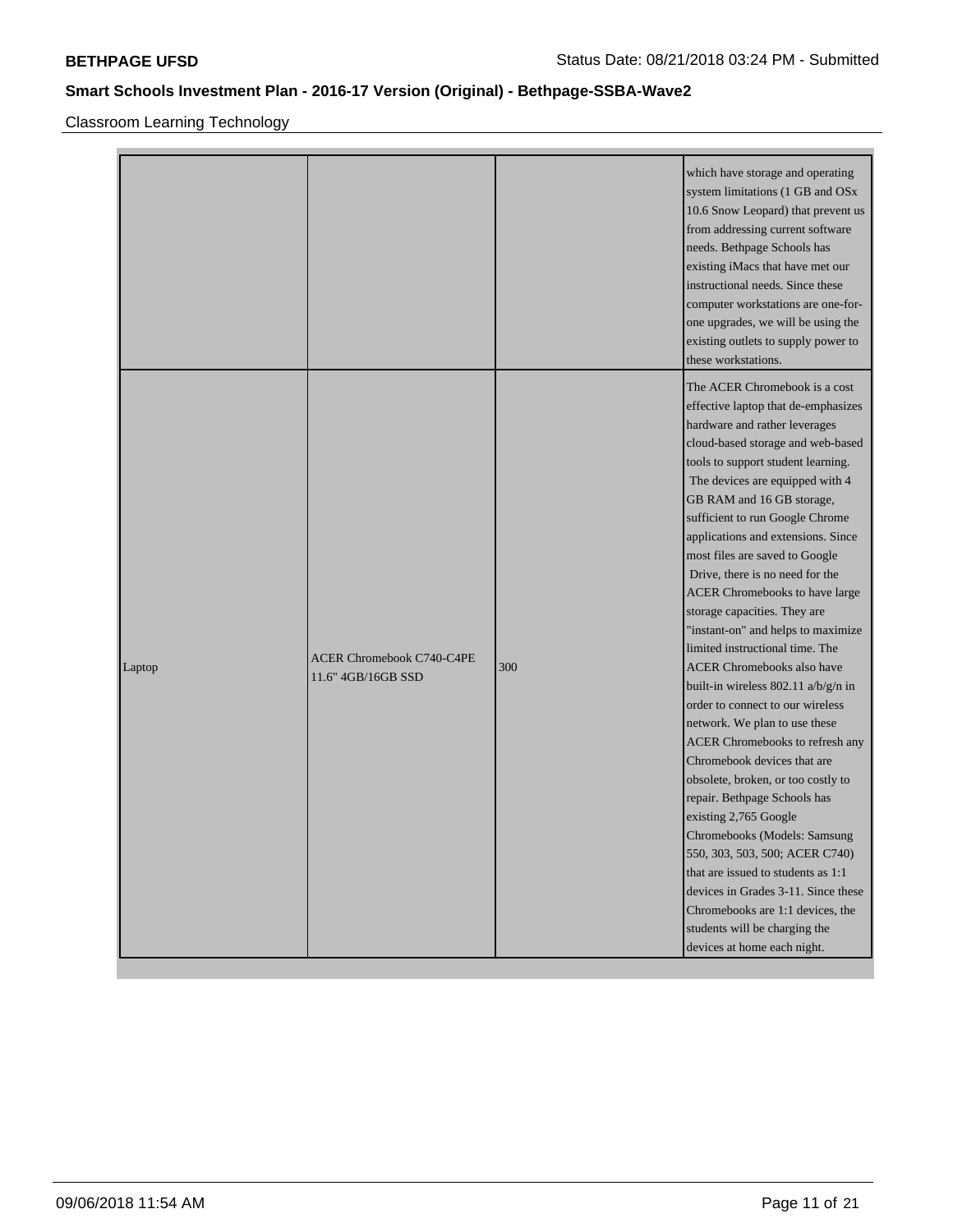Classroom Learning Technology

| | | | |
|---|---|---|---|
| | | | which have storage and operating system limitations (1 GB and OSx 10.6 Snow Leopard) that prevent us from addressing current software needs. Bethpage Schools has existing iMacs that have met our instructional needs. Since these computer workstations are one-for-one upgrades, we will be using the existing outlets to supply power to these workstations. |
| Laptop | ACER Chromebook C740-C4PE 11.6" 4GB/16GB SSD | 300 | The ACER Chromebook is a cost effective laptop that de-emphasizes hardware and rather leverages cloud-based storage and web-based tools to support student learning. The devices are equipped with 4 GB RAM and 16 GB storage, sufficient to run Google Chrome applications and extensions. Since most files are saved to Google Drive, there is no need for the ACER Chromebooks to have large storage capacities. They are "instant-on" and helps to maximize limited instructional time. The ACER Chromebooks also have built-in wireless 802.11 a/b/g/n in order to connect to our wireless network. We plan to use these ACER Chromebooks to refresh any Chromebook devices that are obsolete, broken, or too costly to repair. Bethpage Schools has existing 2,765 Google Chromebooks (Models: Samsung 550, 303, 503, 500; ACER C740) that are issued to students as 1:1 devices in Grades 3-11. Since these Chromebooks are 1:1 devices, the students will be charging the devices at home each night. |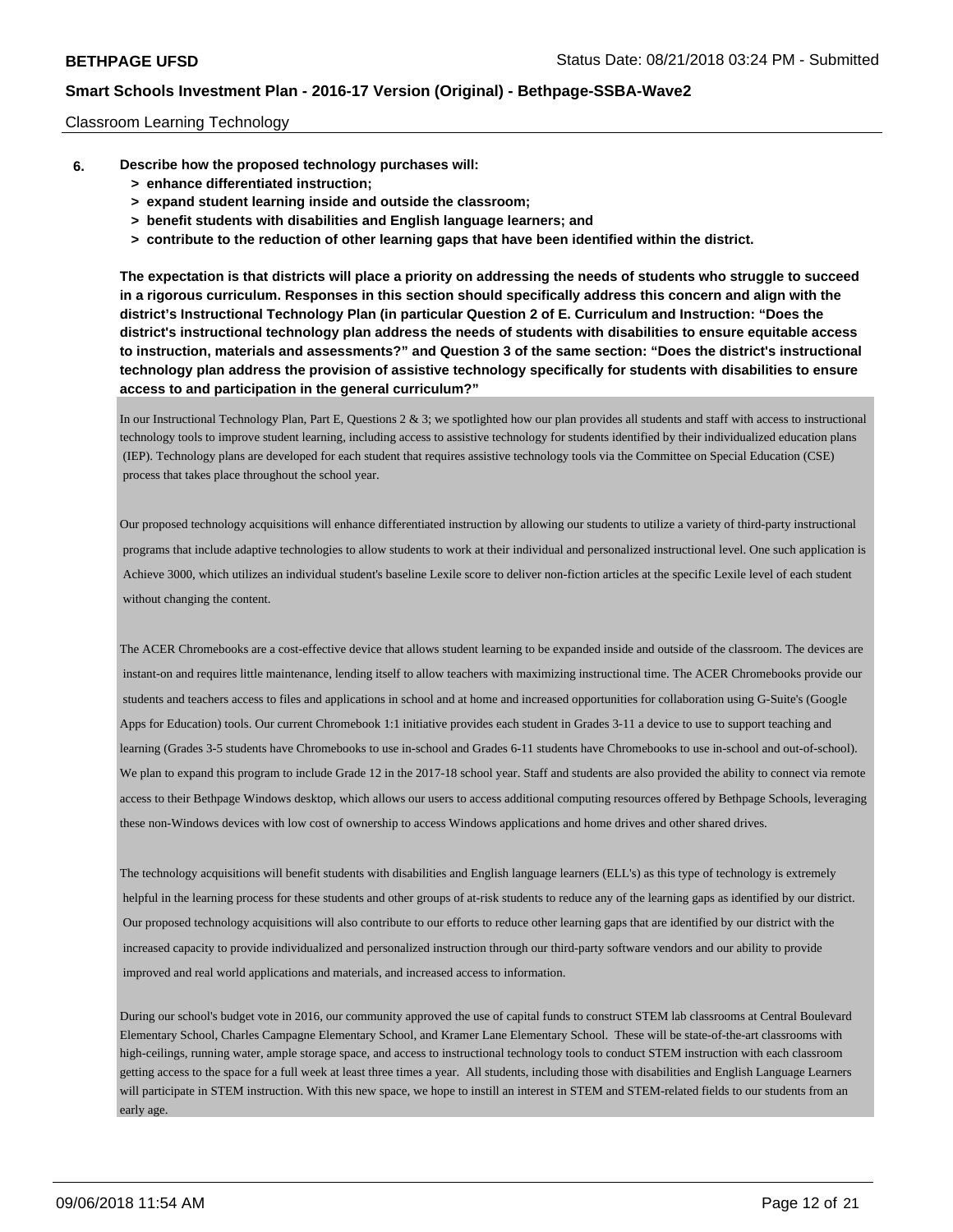Classroom Learning Technology

6. **Describe how the proposed technology purchases will:**
   - **> enhance differentiated instruction;**
   - **> expand student learning inside and outside the classroom;**
   - **> benefit students with disabilities and English language learners; and**
   - **> contribute to the reduction of other learning gaps that have been identified within the district.**

   **The expectation is that districts will place a priority on addressing the needs of students who struggle to succeed in a rigorous curriculum. Responses in this section should specifically address this concern and align with the district's Instructional Technology Plan (in particular Question 2 of E. Curriculum and Instruction: "Does the district's instructional technology plan address the needs of students with disabilities to ensure equitable access to instruction, materials and assessments?" and Question 3 of the same section: "Does the district's instructional technology plan address the provision of assistive technology specifically for students with disabilities to ensure access to and participation in the general curriculum?"**

In our Instructional Technology Plan, Part E, Questions 2 & 3; we spotlighted how our plan provides all students and staff with access to instructional technology tools to improve student learning, including access to assistive technology for students identified by their individualized education plans (IEP). Technology plans are developed for each student that requires assistive technology tools via the Committee on Special Education (CSE) process that takes place throughout the school year.

Our proposed technology acquisitions will enhance differentiated instruction by allowing our students to utilize a variety of third-party instructional programs that include adaptive technologies to allow students to work at their individual and personalized instructional level. One such application is Achieve 3000, which utilizes an individual student's baseline Lexile score to deliver non-fiction articles at the specific Lexile level of each student without changing the content.

The ACER Chromebooks are a cost-effective device that allows student learning to be expanded inside and outside of the classroom. The devices are instant-on and requires little maintenance, lending itself to allow teachers with maximizing instructional time. The ACER Chromebooks provide our students and teachers access to files and applications in school and at home and increased opportunities for collaboration using G-Suite's (Google Apps for Education) tools. Our current Chromebook 1:1 initiative provides each student in Grades 3-11 a device to use to support teaching and learning (Grades 3-5 students have Chromebooks to use in-school and Grades 6-11 students have Chromebooks to use in-school and out-of-school). We plan to expand this program to include Grade 12 in the 2017-18 school year. Staff and students are also provided the ability to connect via remote access to their Bethpage Windows desktop, which allows our users to access additional computing resources offered by Bethpage Schools, leveraging these non-Windows devices with low cost of ownership to access Windows applications and home drives and other shared drives.

The technology acquisitions will benefit students with disabilities and English language learners (ELL's) as this type of technology is extremely helpful in the learning process for these students and other groups of at-risk students to reduce any of the learning gaps as identified by our district. Our proposed technology acquisitions will also contribute to our efforts to reduce other learning gaps that are identified by our district with the increased capacity to provide individualized and personalized instruction through our third-party software vendors and our ability to provide improved and real world applications and materials, and increased access to information.

During our school's budget vote in 2016, our community approved the use of capital funds to construct STEM lab classrooms at Central Boulevard Elementary School, Charles Campagne Elementary School, and Kramer Lane Elementary School. These will be state-of-the-art classrooms with high-ceilings, running water, ample storage space, and access to instructional technology tools to conduct STEM instruction with each classroom getting access to the space for a full week at least three times a year. All students, including those with disabilities and English Language Learners will participate in STEM instruction. With this new space, we hope to instill an interest in STEM and STEM-related fields to our students from an early age.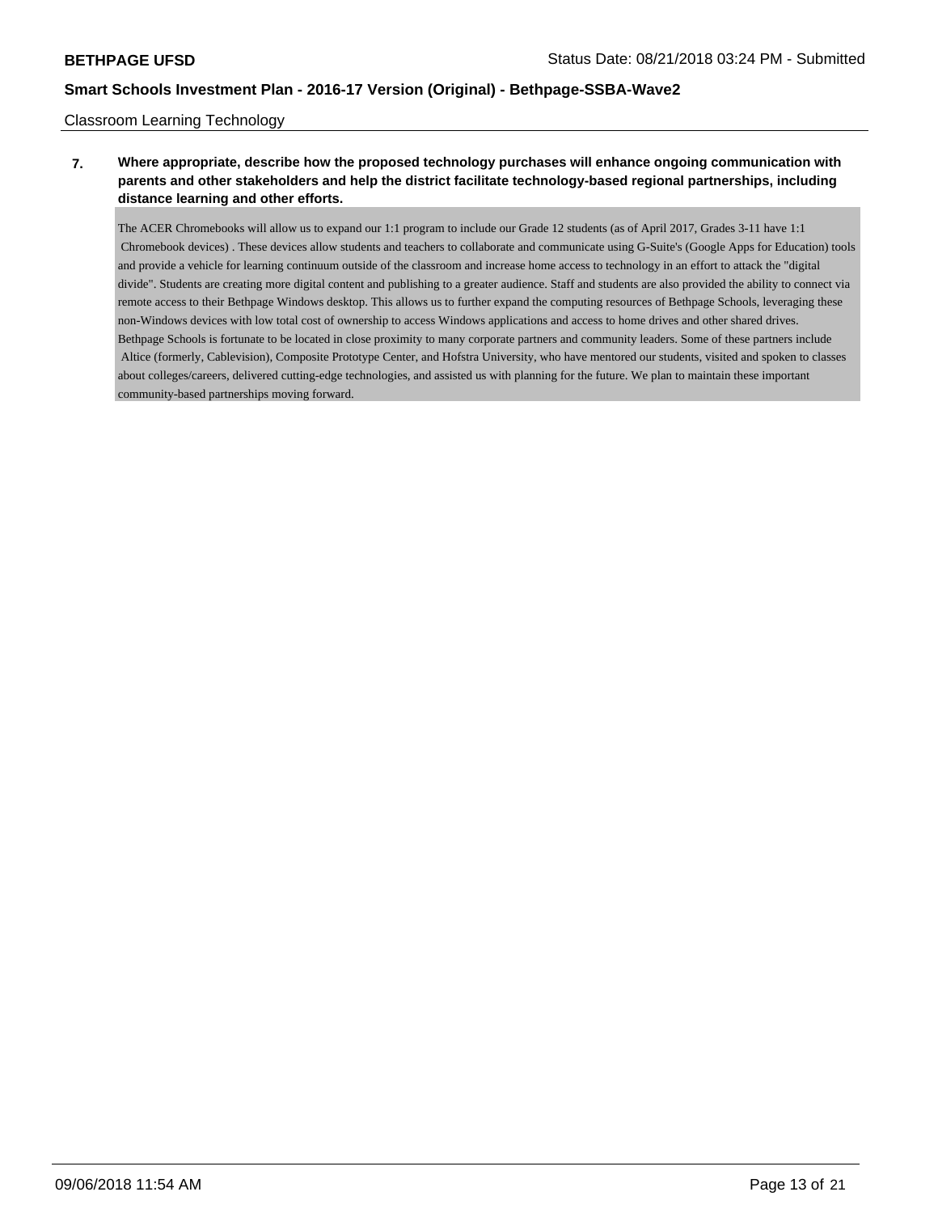Classroom Learning Technology

**7. Where appropriate, describe how the proposed technology purchases will enhance ongoing communication with parents and other stakeholders and help the district facilitate technology-based regional partnerships, including distance learning and other efforts.**

The ACER Chromebooks will allow us to expand our 1:1 program to include our Grade 12 students (as of April 2017, Grades 3-11 have 1:1 Chromebook devices) . These devices allow students and teachers to collaborate and communicate using G-Suite's (Google Apps for Education) tools and provide a vehicle for learning continuum outside of the classroom and increase home access to technology in an effort to attack the "digital divide". Students are creating more digital content and publishing to a greater audience. Staff and students are also provided the ability to connect via remote access to their Bethpage Windows desktop. This allows us to further expand the computing resources of Bethpage Schools, leveraging these non-Windows devices with low total cost of ownership to access Windows applications and access to home drives and other shared drives.
Bethpage Schools is fortunate to be located in close proximity to many corporate partners and community leaders. Some of these partners include Altice (formerly, Cablevision), Composite Prototype Center, and Hofstra University, who have mentored our students, visited and spoken to classes about colleges/careers, delivered cutting-edge technologies, and assisted us with planning for the future. We plan to maintain these important community-based partnerships moving forward.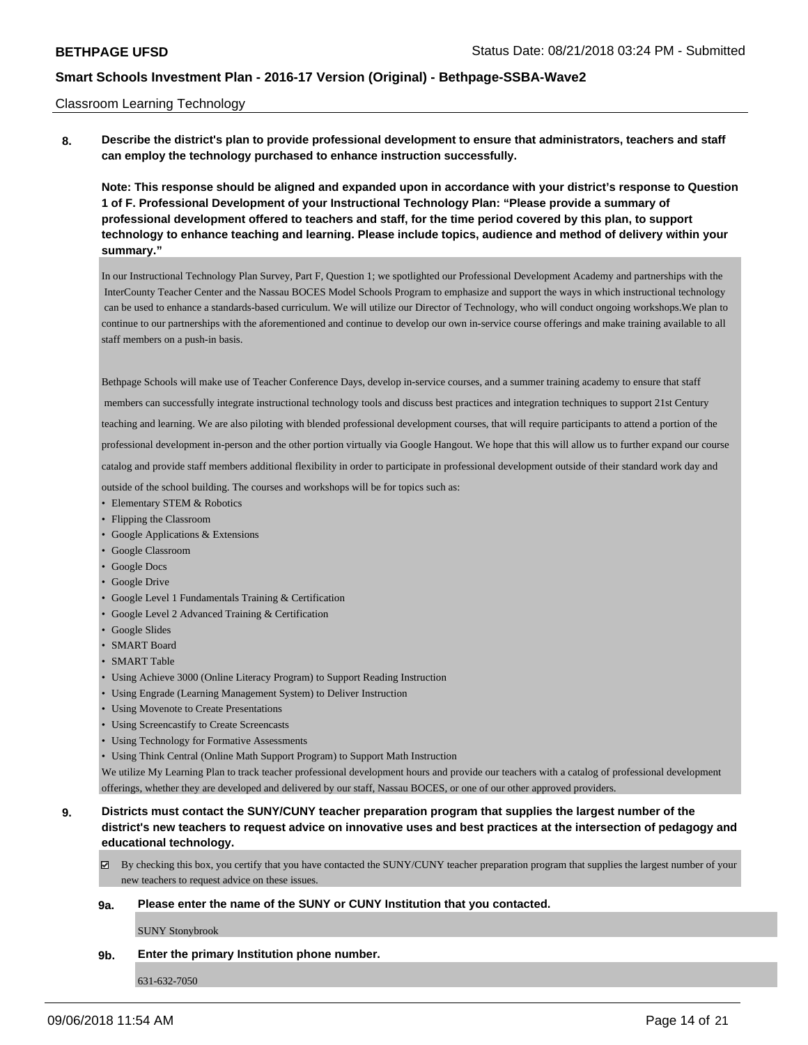Classroom Learning Technology

**8. Describe the district's plan to provide professional development to ensure that administrators, teachers and staff can employ the technology purchased to enhance instruction successfully.**

**Note: This response should be aligned and expanded upon in accordance with your district's response to Question 1 of F. Professional Development of your Instructional Technology Plan: "Please provide a summary of professional development offered to teachers and staff, for the time period covered by this plan, to support technology to enhance teaching and learning. Please include topics, audience and method of delivery within your summary."**

In our Instructional Technology Plan Survey, Part F, Question 1; we spotlighted our Professional Development Academy and partnerships with the InterCounty Teacher Center and the Nassau BOCES Model Schools Program to emphasize and support the ways in which instructional technology can be used to enhance a standards-based curriculum. We will utilize our Director of Technology, who will conduct ongoing workshops.We plan to continue to our partnerships with the aforementioned and continue to develop our own in-service course offerings and make training available to all staff members on a push-in basis.

Bethpage Schools will make use of Teacher Conference Days, develop in-service courses, and a summer training academy to ensure that staff members can successfully integrate instructional technology tools and discuss best practices and integration techniques to support 21st Century teaching and learning. We are also piloting with blended professional development courses, that will require participants to attend a portion of the professional development in-person and the other portion virtually via Google Hangout. We hope that this will allow us to further expand our course catalog and provide staff members additional flexibility in order to participate in professional development outside of their standard work day and outside of the school building. The courses and workshops will be for topics such as:

- Elementary STEM & Robotics
- Flipping the Classroom
- Google Applications & Extensions
- Google Classroom
- Google Docs
- Google Drive
- Google Level 1 Fundamentals Training & Certification
- Google Level 2 Advanced Training & Certification
- Google Slides
- SMART Board
- SMART Table
- Using Achieve 3000 (Online Literacy Program) to Support Reading Instruction
- Using Engrade (Learning Management System) to Deliver Instruction
- Using Movenote to Create Presentations
- Using Screencastify to Create Screencasts
- Using Technology for Formative Assessments
- Using Think Central (Online Math Support Program) to Support Math Instruction

We utilize My Learning Plan to track teacher professional development hours and provide our teachers with a catalog of professional development offerings, whether they are developed and delivered by our staff, Nassau BOCES, or one of our other approved providers.

**9. Districts must contact the SUNY/CUNY teacher preparation program that supplies the largest number of the district's new teachers to request advice on innovative uses and best practices at the intersection of pedagogy and educational technology.**

☑ By checking this box, you certify that you have contacted the SUNY/CUNY teacher preparation program that supplies the largest number of your new teachers to request advice on these issues.

**9a. Please enter the name of the SUNY or CUNY Institution that you contacted.**

SUNY Stonybrook

**9b. Enter the primary Institution phone number.**

631-632-7050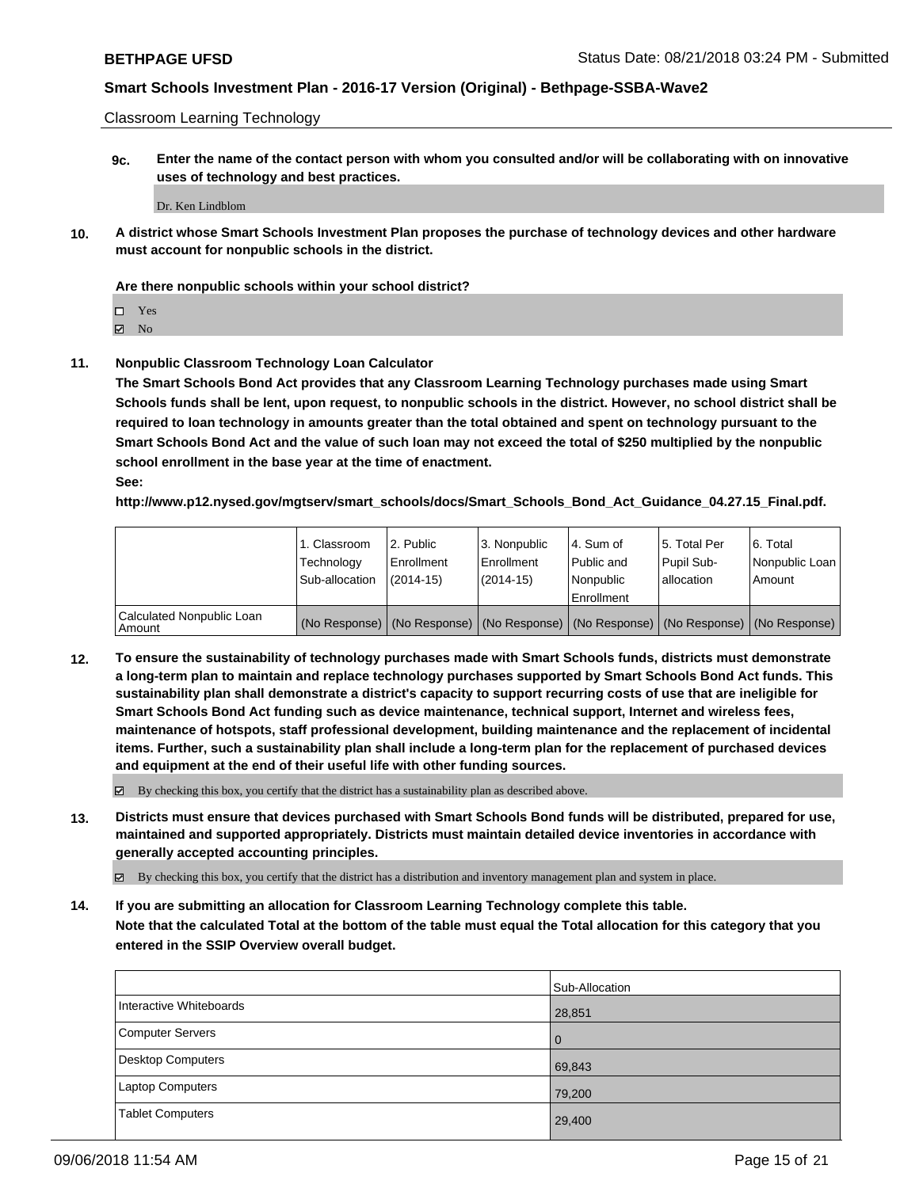Classroom Learning Technology

**9c. Enter the name of the contact person with whom you consulted and/or will be collaborating with on innovative uses of technology and best practices.**

Dr. Ken Lindblom

**10. A district whose Smart Schools Investment Plan proposes the purchase of technology devices and other hardware must account for nonpublic schools in the district.**

**Are there nonpublic schools within your school district?**

- ☐ Yes
- ☑ No

**11. Nonpublic Classroom Technology Loan Calculator**

**The Smart Schools Bond Act provides that any Classroom Learning Technology purchases made using Smart Schools funds shall be lent, upon request, to nonpublic schools in the district. However, no school district shall be required to loan technology in amounts greater than the total obtained and spent on technology pursuant to the Smart Schools Bond Act and the value of such loan may not exceed the total of $250 multiplied by the nonpublic school enrollment in the base year at the time of enactment.**

**See:**

**http://www.p12.nysed.gov/mgtserv/smart_schools/docs/Smart_Schools_Bond_Act_Guidance_04.27.15_Final.pdf.**

| | 1. Classroom Technology Sub-allocation | 2. Public Enrollment (2014-15) | 3. Nonpublic Enrollment (2014-15) | 4. Sum of Public and Nonpublic Enrollment | 5. Total Per Pupil Sub-allocation | 6. Total Nonpublic Loan Amount |
|---|---|---|---|---|---|---|
| Calculated Nonpublic Loan Amount | (No Response) | (No Response) | (No Response) | (No Response) | (No Response) | (No Response) |

**12. To ensure the sustainability of technology purchases made with Smart Schools funds, districts must demonstrate a long-term plan to maintain and replace technology purchases supported by Smart Schools Bond Act funds. This sustainability plan shall demonstrate a district's capacity to support recurring costs of use that are ineligible for Smart Schools Bond Act funding such as device maintenance, technical support, Internet and wireless fees, maintenance of hotspots, staff professional development, building maintenance and the replacement of incidental items. Further, such a sustainability plan shall include a long-term plan for the replacement of purchased devices and equipment at the end of their useful life with other funding sources.**

☑ By checking this box, you certify that the district has a sustainability plan as described above.

**13. Districts must ensure that devices purchased with Smart Schools Bond funds will be distributed, prepared for use, maintained and supported appropriately. Districts must maintain detailed device inventories in accordance with generally accepted accounting principles.**

☑ By checking this box, you certify that the district has a distribution and inventory management plan and system in place.

**14. If you are submitting an allocation for Classroom Learning Technology complete this table. Note that the calculated Total at the bottom of the table must equal the Total allocation for this category that you entered in the SSIP Overview overall budget.**

| | Sub-Allocation |
|---|---|
| Interactive Whiteboards | 28,851 |
| Computer Servers | 0 |
| Desktop Computers | 69,843 |
| Laptop Computers | 79,200 |
| Tablet Computers | 29,400 |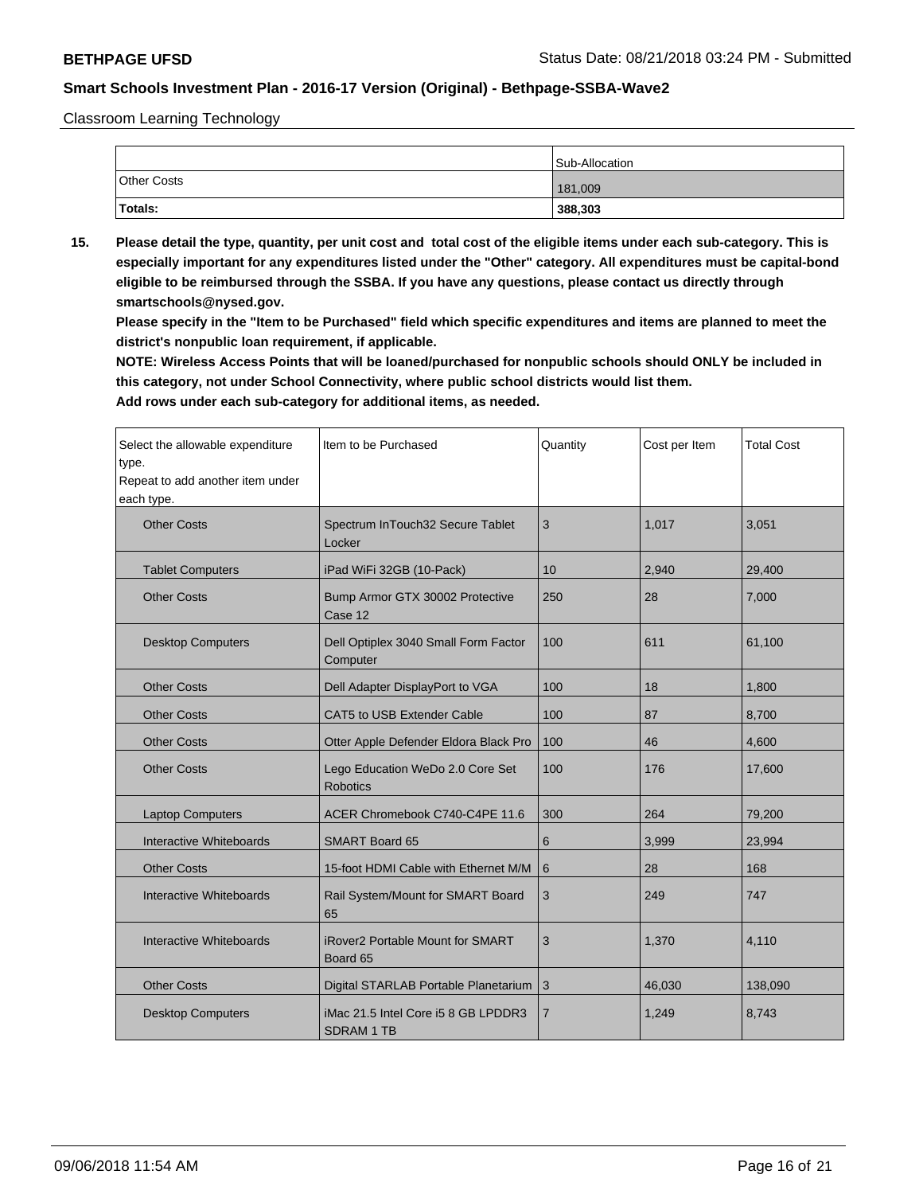Classroom Learning Technology

| | Sub-Allocation |
|---|---|
| Other Costs | 181,009 |
| **Totals:** | **388,303** |

**15. Please detail the type, quantity, per unit cost and total cost of the eligible items under each sub-category. This is especially important for any expenditures listed under the "Other" category. All expenditures must be capital-bond eligible to be reimbursed through the SSBA. If you have any questions, please contact us directly through smartschools@nysed.gov.**

**Please specify in the "Item to be Purchased" field which specific expenditures and items are planned to meet the district's nonpublic loan requirement, if applicable.**

**NOTE: Wireless Access Points that will be loaned/purchased for nonpublic schools should ONLY be included in this category, not under School Connectivity, where public school districts would list them.**

**Add rows under each sub-category for additional items, as needed.**

| Select the allowable expenditure type. Repeat to add another item under each type. | Item to be Purchased | Quantity | Cost per Item | Total Cost |
|---|---|---|---|---|
| Other Costs | Spectrum InTouch32 Secure Tablet Locker | 3 | 1,017 | 3,051 |
| Tablet Computers | iPad WiFi 32GB (10-Pack) | 10 | 2,940 | 29,400 |
| Other Costs | Bump Armor GTX 30002 Protective Case 12 | 250 | 28 | 7,000 |
| Desktop Computers | Dell Optiplex 3040 Small Form Factor Computer | 100 | 611 | 61,100 |
| Other Costs | Dell Adapter DisplayPort to VGA | 100 | 18 | 1,800 |
| Other Costs | CAT5 to USB Extender Cable | 100 | 87 | 8,700 |
| Other Costs | Otter Apple Defender Eldora Black Pro | 100 | 46 | 4,600 |
| Other Costs | Lego Education WeDo 2.0 Core Set Robotics | 100 | 176 | 17,600 |
| Laptop Computers | ACER Chromebook C740-C4PE 11.6 | 300 | 264 | 79,200 |
| Interactive Whiteboards | SMART Board 65 | 6 | 3,999 | 23,994 |
| Other Costs | 15-foot HDMI Cable with Ethernet M/M | 6 | 28 | 168 |
| Interactive Whiteboards | Rail System/Mount for SMART Board 65 | 3 | 249 | 747 |
| Interactive Whiteboards | iRover2 Portable Mount for SMART Board 65 | 3 | 1,370 | 4,110 |
| Other Costs | Digital STARLAB Portable Planetarium | 3 | 46,030 | 138,090 |
| Desktop Computers | iMac 21.5 Intel Core i5 8 GB LPDDR3 SDRAM 1 TB | 7 | 1,249 | 8,743 |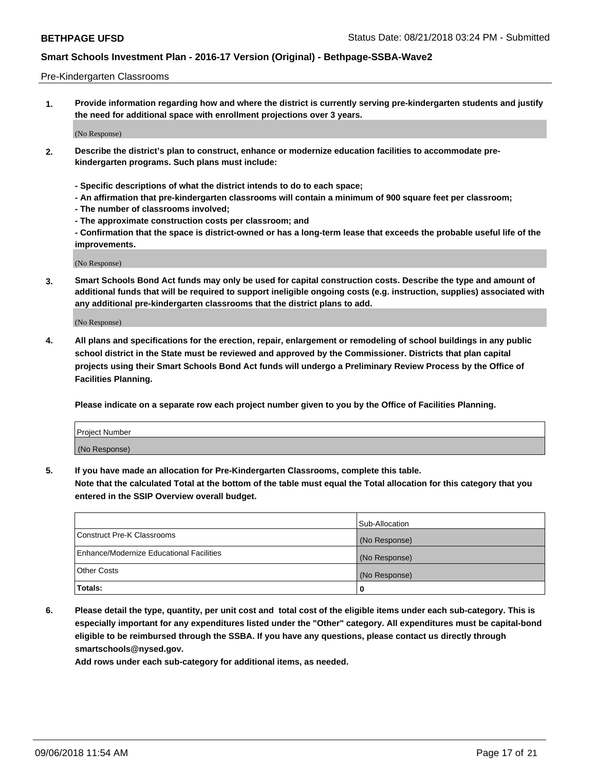Pre-Kindergarten Classrooms

**1. Provide information regarding how and where the district is currently serving pre-kindergarten students and justify the need for additional space with enrollment projections over 3 years.**

(No Response)

**2. Describe the district's plan to construct, enhance or modernize education facilities to accommodate pre-kindergarten programs. Such plans must include:**

**- Specific descriptions of what the district intends to do to each space;**
**- An affirmation that pre-kindergarten classrooms will contain a minimum of 900 square feet per classroom;**
**- The number of classrooms involved;**
**- The approximate construction costs per classroom; and**
**- Confirmation that the space is district-owned or has a long-term lease that exceeds the probable useful life of the improvements.**

(No Response)

**3. Smart Schools Bond Act funds may only be used for capital construction costs. Describe the type and amount of additional funds that will be required to support ineligible ongoing costs (e.g. instruction, supplies) associated with any additional pre-kindergarten classrooms that the district plans to add.**

(No Response)

**4. All plans and specifications for the erection, repair, enlargement or remodeling of school buildings in any public school district in the State must be reviewed and approved by the Commissioner. Districts that plan capital projects using their Smart Schools Bond Act funds will undergo a Preliminary Review Process by the Office of Facilities Planning.**

**Please indicate on a separate row each project number given to you by the Office of Facilities Planning.**

| Project Number |
|---|
| (No Response) |

**5. If you have made an allocation for Pre-Kindergarten Classrooms, complete this table. Note that the calculated Total at the bottom of the table must equal the Total allocation for this category that you entered in the SSIP Overview overall budget.**

| | Sub-Allocation |
|---|---|
| Construct Pre-K Classrooms | (No Response) |
| Enhance/Modernize Educational Facilities | (No Response) |
| Other Costs | (No Response) |
| **Totals:** | **0** |

**6. Please detail the type, quantity, per unit cost and total cost of the eligible items under each sub-category. This is especially important for any expenditures listed under the "Other" category. All expenditures must be capital-bond eligible to be reimbursed through the SSBA. If you have any questions, please contact us directly through smartschools@nysed.gov.**
**Add rows under each sub-category for additional items, as needed.**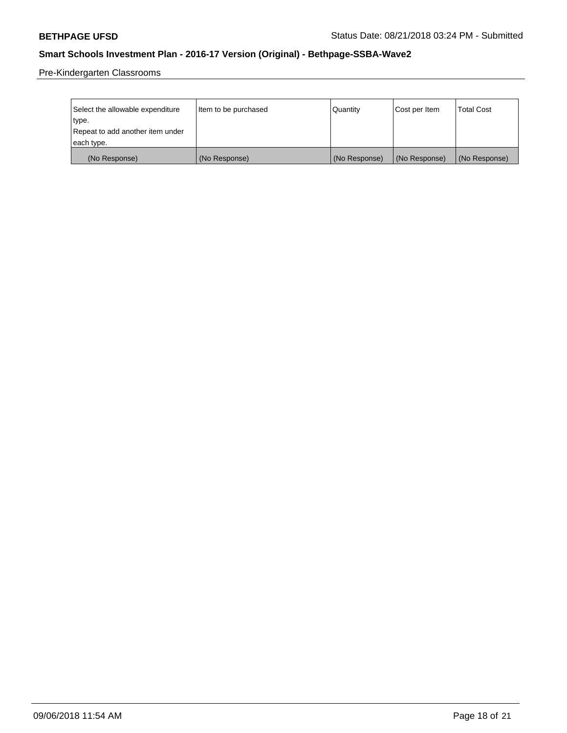Pre-Kindergarten Classrooms

| Select the allowable expenditure type. Repeat to add another item under each type. | Item to be purchased | Quantity | Cost per Item | Total Cost |
|---|---|---|---|---|
| (No Response) | (No Response) | (No Response) | (No Response) | (No Response) |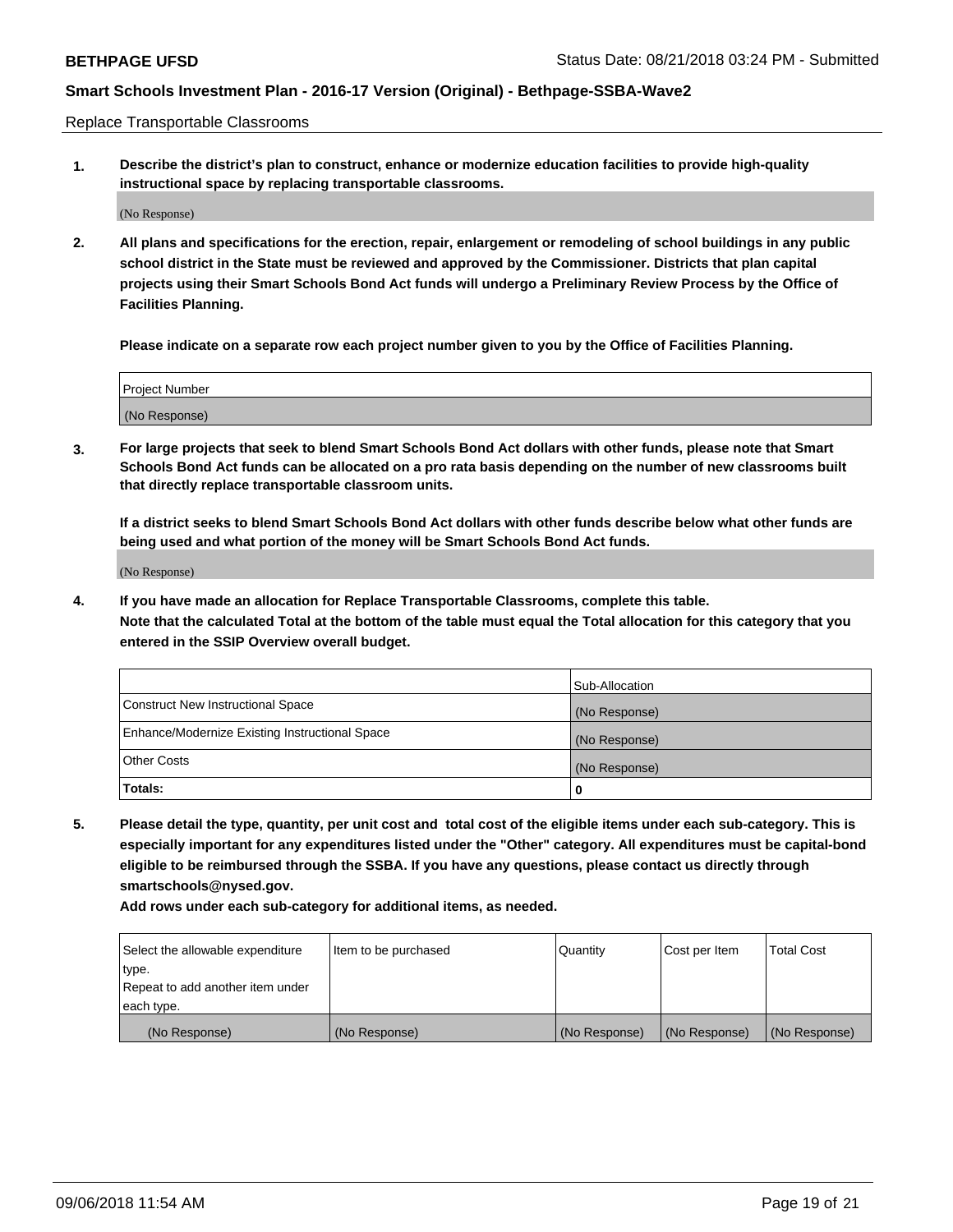Replace Transportable Classrooms

1. **Describe the district's plan to construct, enhance or modernize education facilities to provide high-quality instructional space by replacing transportable classrooms.**

   (No Response)

2. **All plans and specifications for the erection, repair, enlargement or remodeling of school buildings in any public school district in the State must be reviewed and approved by the Commissioner. Districts that plan capital projects using their Smart Schools Bond Act funds will undergo a Preliminary Review Process by the Office of Facilities Planning.**

   **Please indicate on a separate row each project number given to you by the Office of Facilities Planning.**

| Project Number |
|---|
| (No Response) |

3. **For large projects that seek to blend Smart Schools Bond Act dollars with other funds, please note that Smart Schools Bond Act funds can be allocated on a pro rata basis depending on the number of new classrooms built that directly replace transportable classroom units.**

   **If a district seeks to blend Smart Schools Bond Act dollars with other funds describe below what other funds are being used and what portion of the money will be Smart Schools Bond Act funds.**

   (No Response)

4. **If you have made an allocation for Replace Transportable Classrooms, complete this table.**
   **Note that the calculated Total at the bottom of the table must equal the Total allocation for this category that you entered in the SSIP Overview overall budget.**

| | Sub-Allocation |
|---|---|
| Construct New Instructional Space | (No Response) |
| Enhance/Modernize Existing Instructional Space | (No Response) |
| Other Costs | (No Response) |
| **Totals:** | 0 |

5. **Please detail the type, quantity, per unit cost and total cost of the eligible items under each sub-category. This is especially important for any expenditures listed under the "Other" category. All expenditures must be capital-bond eligible to be reimbursed through the SSBA. If you have any questions, please contact us directly through smartschools@nysed.gov.**

   **Add rows under each sub-category for additional items, as needed.**

| Select the allowable expenditure type. Repeat to add another item under each type. | Item to be purchased | Quantity | Cost per Item | Total Cost |
|---|---|---|---|---|
| (No Response) | (No Response) | (No Response) | (No Response) | (No Response) |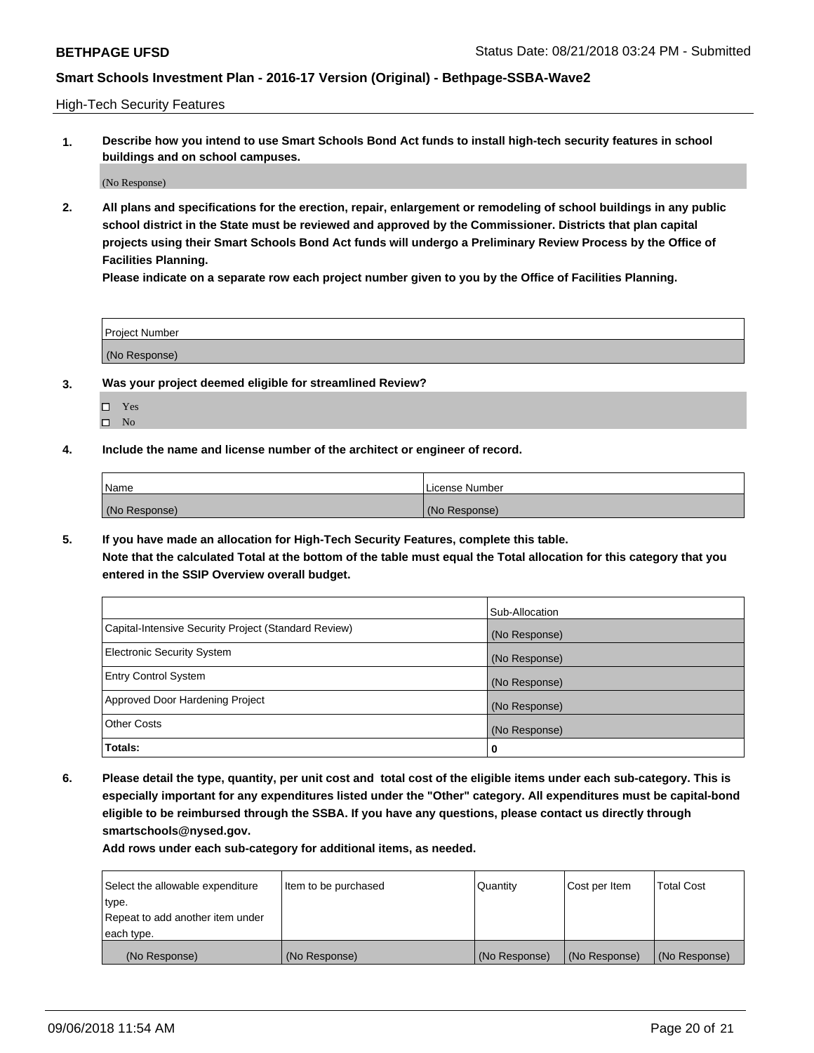High-Tech Security Features

**1. Describe how you intend to use Smart Schools Bond Act funds to install high-tech security features in school buildings and on school campuses.**

(No Response)

**2. All plans and specifications for the erection, repair, enlargement or remodeling of school buildings in any public school district in the State must be reviewed and approved by the Commissioner. Districts that plan capital projects using their Smart Schools Bond Act funds will undergo a Preliminary Review Process by the Office of Facilities Planning.**

**Please indicate on a separate row each project number given to you by the Office of Facilities Planning.**

| Project Number |
| --- |
| (No Response) |

**3. Was your project deemed eligible for streamlined Review?**

- ☐ Yes
- ☐ No

**4. Include the name and license number of the architect or engineer of record.**

| Name | License Number |
| --- | --- |
| (No Response) | (No Response) |

**5. If you have made an allocation for High-Tech Security Features, complete this table.**
**Note that the calculated Total at the bottom of the table must equal the Total allocation for this category that you entered in the SSIP Overview overall budget.**

| | Sub-Allocation |
| --- | --- |
| Capital-Intensive Security Project (Standard Review) | (No Response) |
| Electronic Security System | (No Response) |
| Entry Control System | (No Response) |
| Approved Door Hardening Project | (No Response) |
| Other Costs | (No Response) |
| **Totals:** | **0** |

**6. Please detail the type, quantity, per unit cost and total cost of the eligible items under each sub-category. This is especially important for any expenditures listed under the "Other" category. All expenditures must be capital-bond eligible to be reimbursed through the SSBA. If you have any questions, please contact us directly through smartschools@nysed.gov.**

**Add rows under each sub-category for additional items, as needed.**

| Select the allowable expenditure type. Repeat to add another item under each type. | Item to be purchased | Quantity | Cost per Item | Total Cost |
| --- | --- | --- | --- | --- |
| (No Response) | (No Response) | (No Response) | (No Response) | (No Response) |